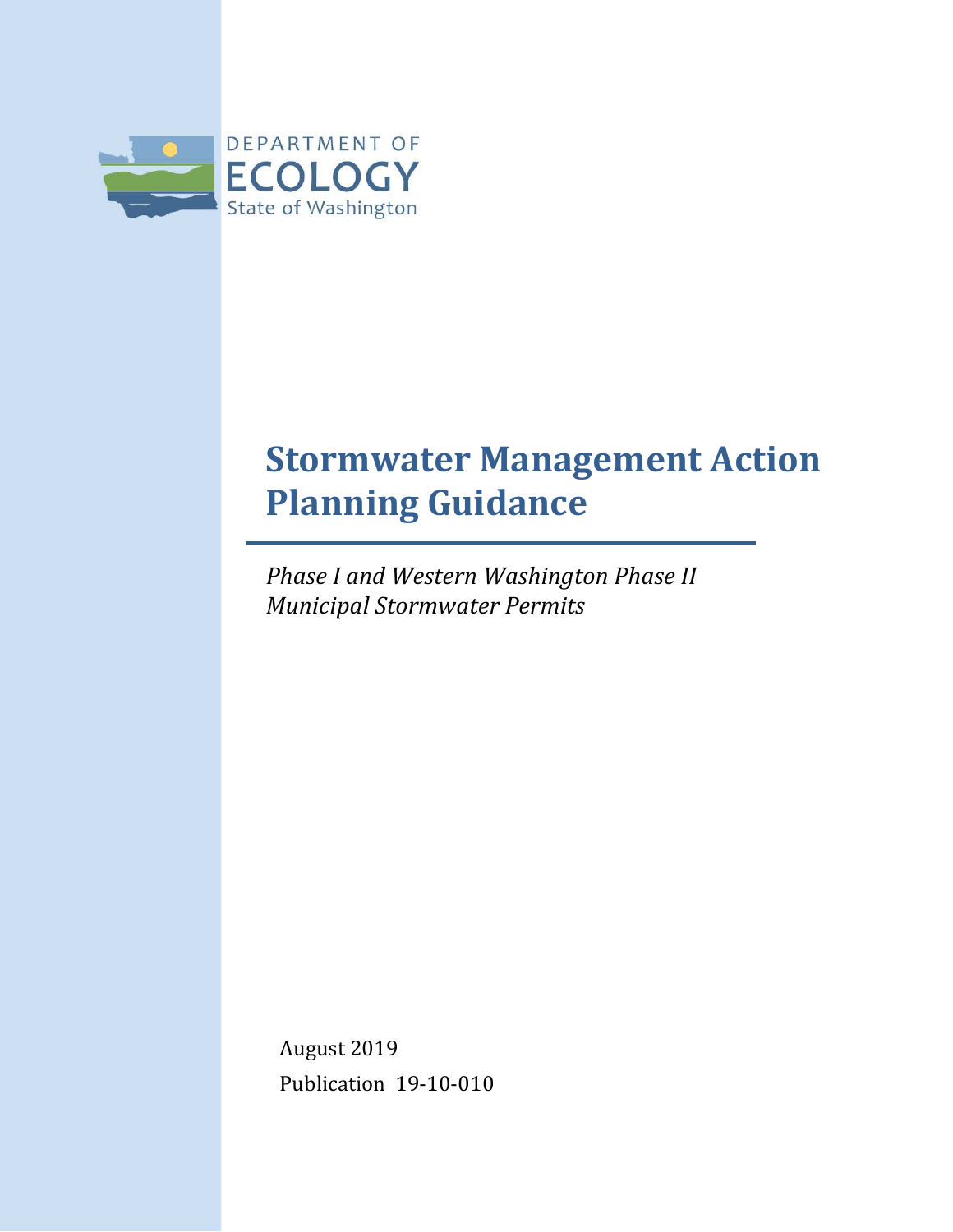DEPARTMENT OF
ECOLOGY
State of Washington

# Stormwater Management Action Planning Guidance

*Phase I and Western Washington Phase II Municipal Stormwater Permits*

August 2019

Publication 19-10-010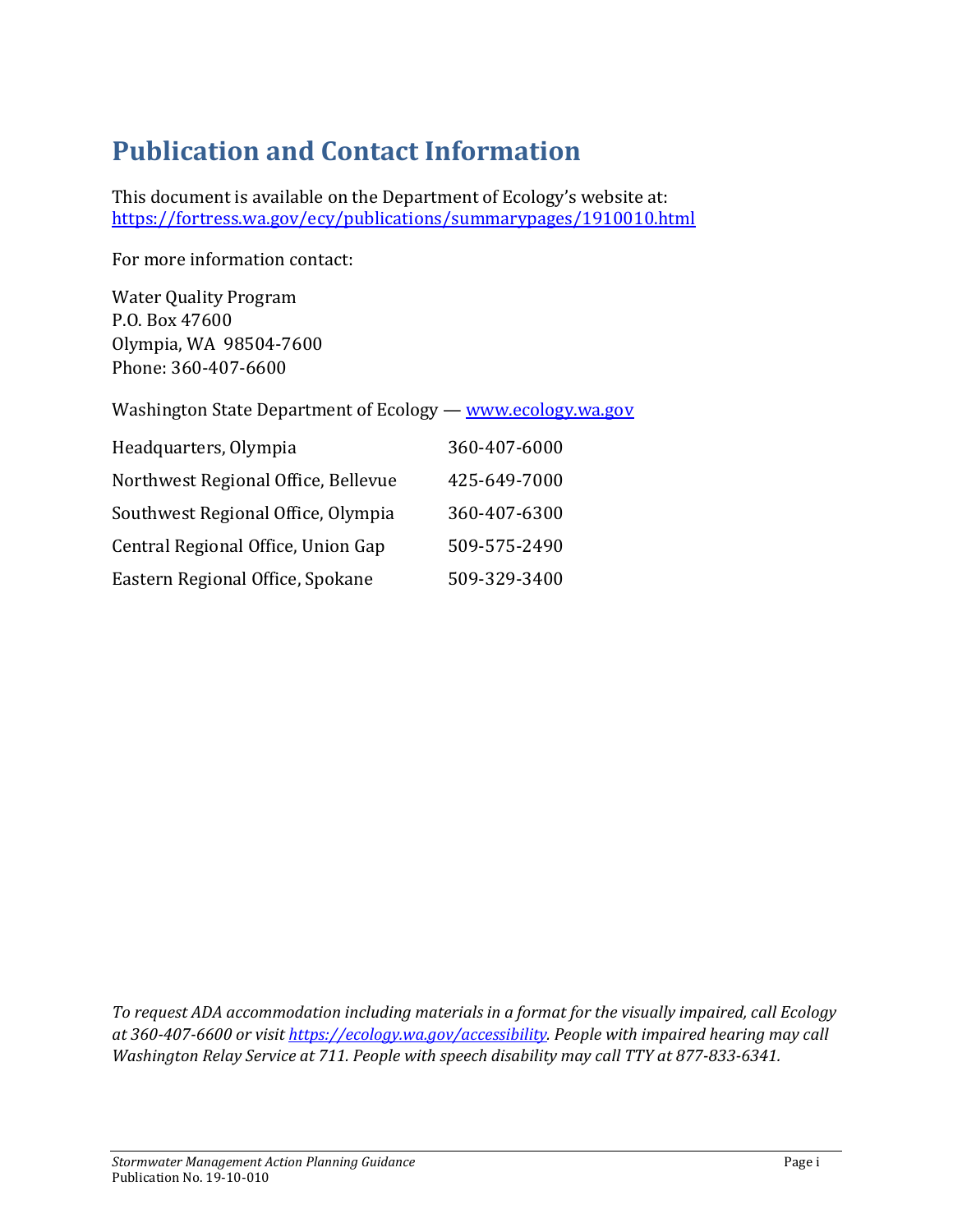# Publication and Contact Information

This document is available on the Department of Ecology's website at: https://fortress.wa.gov/ecy/publications/summarypages/1910010.html

For more information contact:

Water Quality Program
P.O. Box 47600
Olympia, WA 98504-7600
Phone: 360-407-6600

Washington State Department of Ecology — www.ecology.wa.gov

| | |
|---|---|
| Headquarters, Olympia | 360-407-6000 |
| Northwest Regional Office, Bellevue | 425-649-7000 |
| Southwest Regional Office, Olympia | 360-407-6300 |
| Central Regional Office, Union Gap | 509-575-2490 |
| Eastern Regional Office, Spokane | 509-329-3400 |

*To request ADA accommodation including materials in a format for the visually impaired, call Ecology at 360-407-6600 or visit https://ecology.wa.gov/accessibility. People with impaired hearing may call Washington Relay Service at 711. People with speech disability may call TTY at 877-833-6341.*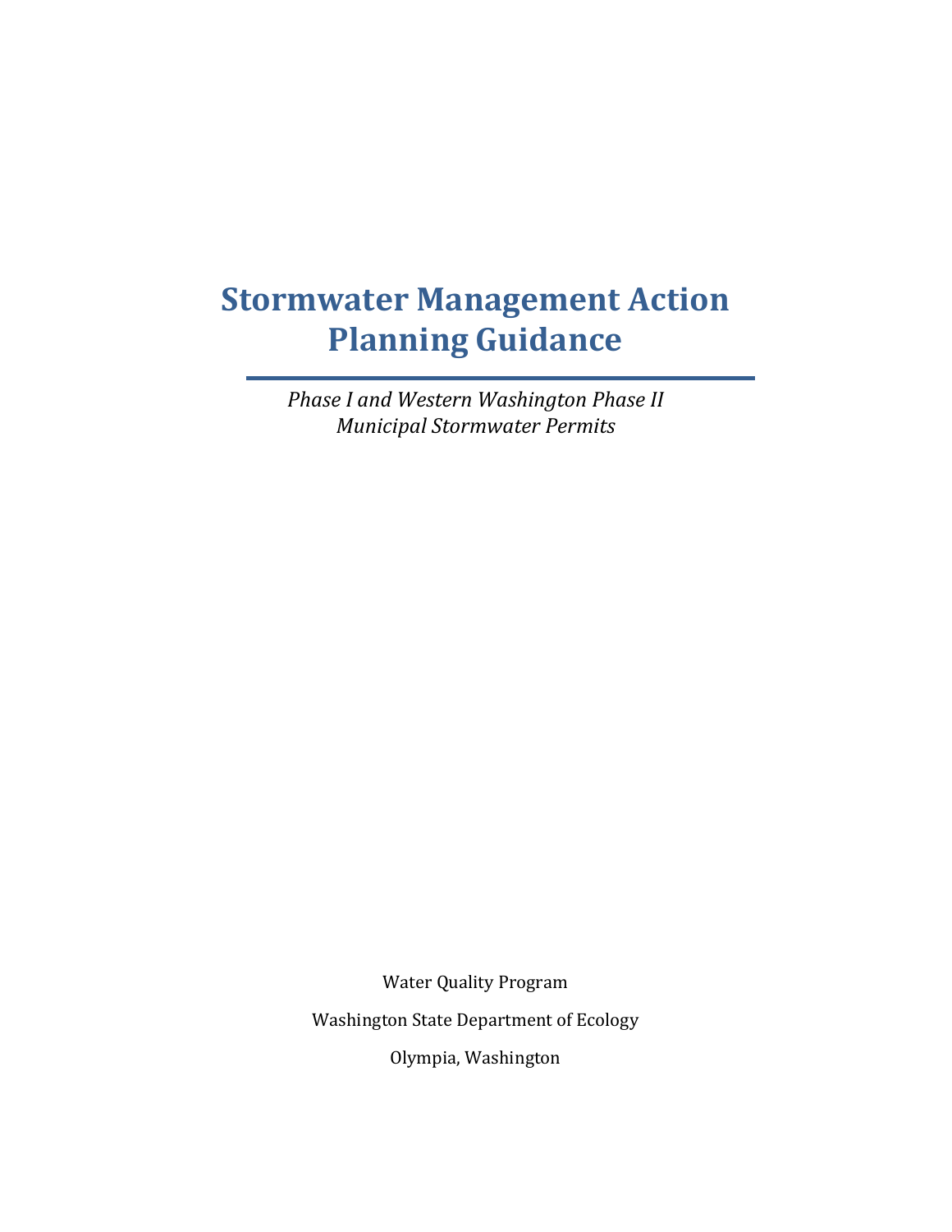# Stormwater Management Action Planning Guidance

*Phase I and Western Washington Phase II Municipal Stormwater Permits*

Water Quality Program

Washington State Department of Ecology

Olympia, Washington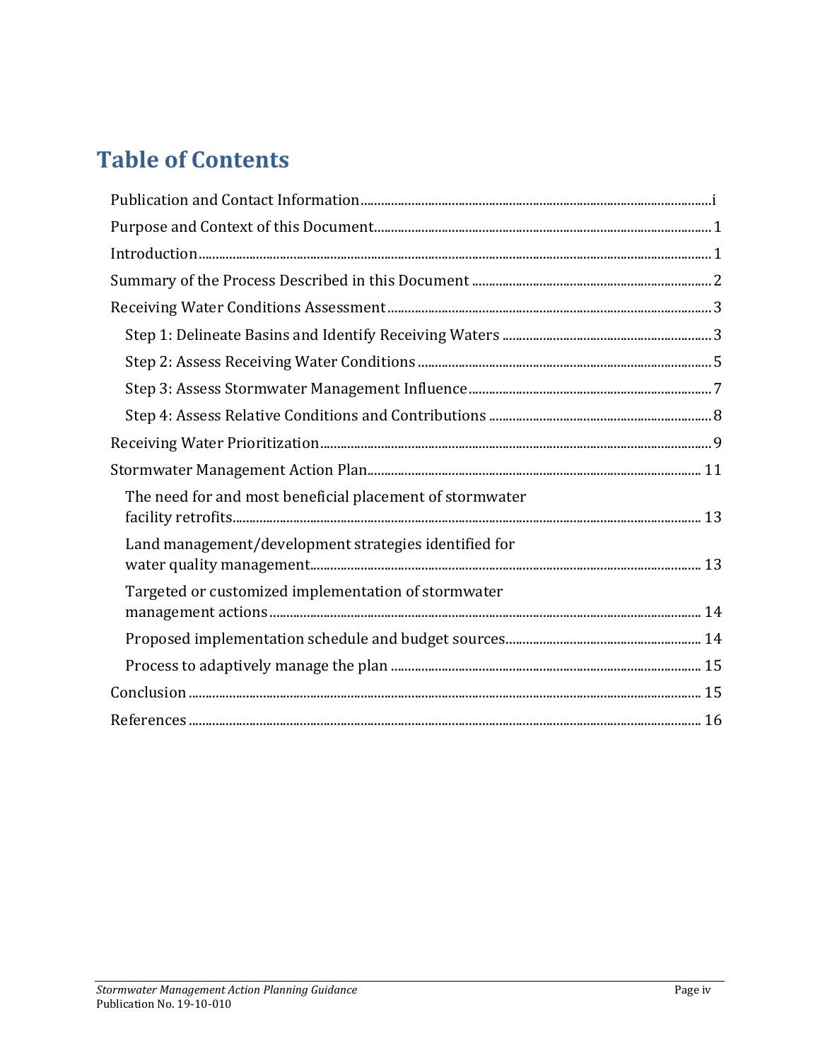# Table of Contents

Publication and Contact Information ..... i

Purpose and Context of this Document ..... 1

Introduction ..... 1

Summary of the Process Described in this Document ..... 2

Receiving Water Conditions Assessment ..... 3

- Step 1: Delineate Basins and Identify Receiving Waters ..... 3
- Step 2: Assess Receiving Water Conditions ..... 5
- Step 3: Assess Stormwater Management Influence ..... 7
- Step 4: Assess Relative Conditions and Contributions ..... 8

Receiving Water Prioritization ..... 9

Stormwater Management Action Plan ..... 11

- The need for and most beneficial placement of stormwater facility retrofits ..... 13
- Land management/development strategies identified for water quality management ..... 13
- Targeted or customized implementation of stormwater management actions ..... 14
- Proposed implementation schedule and budget sources ..... 14
- Process to adaptively manage the plan ..... 15

Conclusion ..... 15

References ..... 16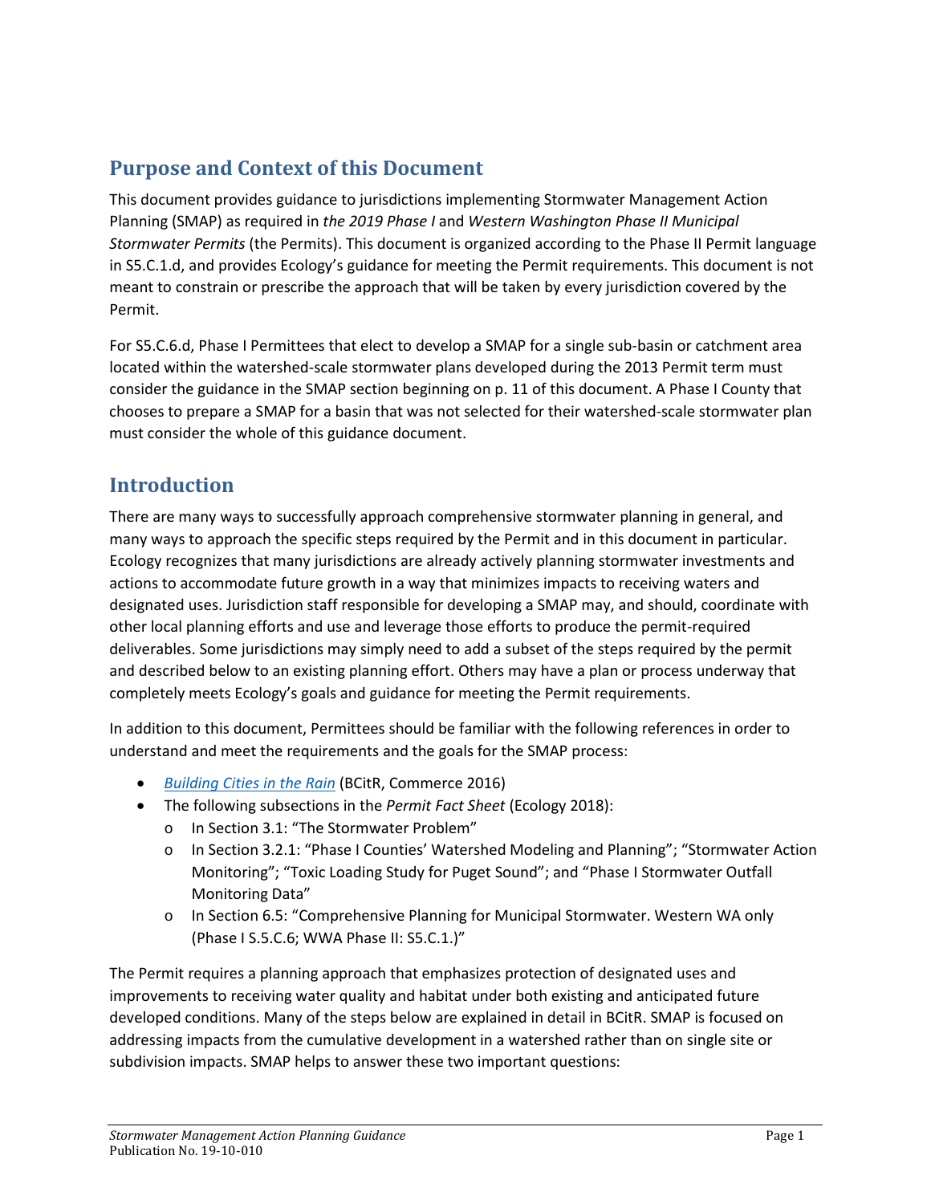## Purpose and Context of this Document

This document provides guidance to jurisdictions implementing Stormwater Management Action Planning (SMAP) as required in *the 2019 Phase I* and *Western Washington Phase II Municipal Stormwater Permits* (the Permits). This document is organized according to the Phase II Permit language in S5.C.1.d, and provides Ecology's guidance for meeting the Permit requirements. This document is not meant to constrain or prescribe the approach that will be taken by every jurisdiction covered by the Permit.

For S5.C.6.d, Phase I Permittees that elect to develop a SMAP for a single sub-basin or catchment area located within the watershed-scale stormwater plans developed during the 2013 Permit term must consider the guidance in the SMAP section beginning on p. 11 of this document. A Phase I County that chooses to prepare a SMAP for a basin that was not selected for their watershed-scale stormwater plan must consider the whole of this guidance document.

## Introduction

There are many ways to successfully approach comprehensive stormwater planning in general, and many ways to approach the specific steps required by the Permit and in this document in particular. Ecology recognizes that many jurisdictions are already actively planning stormwater investments and actions to accommodate future growth in a way that minimizes impacts to receiving waters and designated uses. Jurisdiction staff responsible for developing a SMAP may, and should, coordinate with other local planning efforts and use and leverage those efforts to produce the permit-required deliverables. Some jurisdictions may simply need to add a subset of the steps required by the permit and described below to an existing planning effort. Others may have a plan or process underway that completely meets Ecology's goals and guidance for meeting the Permit requirements.

In addition to this document, Permittees should be familiar with the following references in order to understand and meet the requirements and the goals for the SMAP process:

- *Building Cities in the Rain* (BCitR, Commerce 2016)
- The following subsections in the *Permit Fact Sheet* (Ecology 2018):
  - In Section 3.1: "The Stormwater Problem"
  - In Section 3.2.1: "Phase I Counties' Watershed Modeling and Planning"; "Stormwater Action Monitoring"; "Toxic Loading Study for Puget Sound"; and "Phase I Stormwater Outfall Monitoring Data"
  - In Section 6.5: "Comprehensive Planning for Municipal Stormwater. Western WA only (Phase I S.5.C.6; WWA Phase II: S5.C.1.)"

The Permit requires a planning approach that emphasizes protection of designated uses and improvements to receiving water quality and habitat under both existing and anticipated future developed conditions. Many of the steps below are explained in detail in BCitR. SMAP is focused on addressing impacts from the cumulative development in a watershed rather than on single site or subdivision impacts. SMAP helps to answer these two important questions: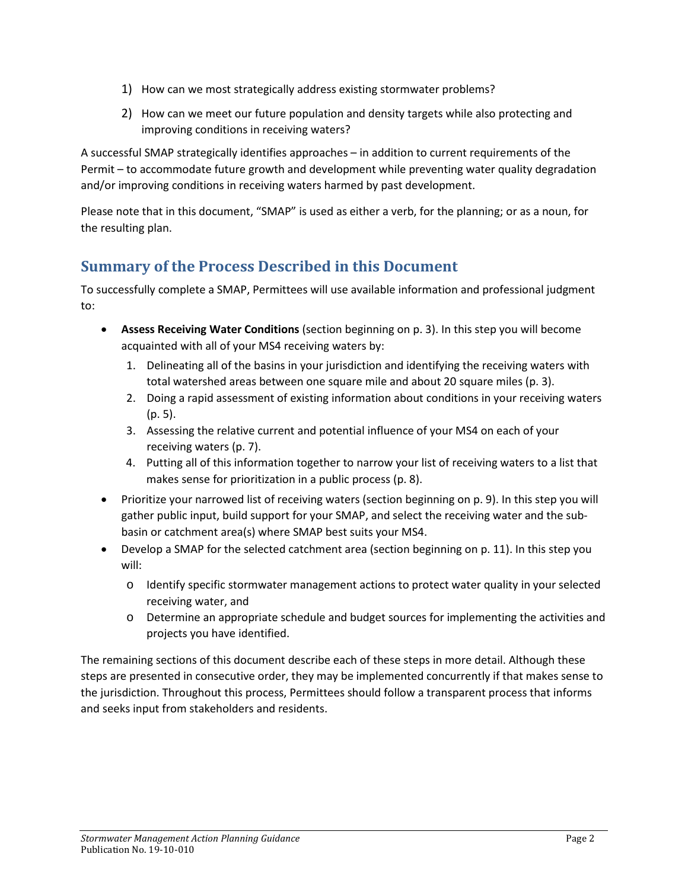1) How can we most strategically address existing stormwater problems?

2) How can we meet our future population and density targets while also protecting and improving conditions in receiving waters?

A successful SMAP strategically identifies approaches – in addition to current requirements of the Permit – to accommodate future growth and development while preventing water quality degradation and/or improving conditions in receiving waters harmed by past development.

Please note that in this document, "SMAP" is used as either a verb, for the planning; or as a noun, for the resulting plan.

## Summary of the Process Described in this Document

To successfully complete a SMAP, Permittees will use available information and professional judgment to:

- **Assess Receiving Water Conditions** (section beginning on p. 3). In this step you will become acquainted with all of your MS4 receiving waters by:
  1. Delineating all of the basins in your jurisdiction and identifying the receiving waters with total watershed areas between one square mile and about 20 square miles (p. 3).
  2. Doing a rapid assessment of existing information about conditions in your receiving waters (p. 5).
  3. Assessing the relative current and potential influence of your MS4 on each of your receiving waters (p. 7).
  4. Putting all of this information together to narrow your list of receiving waters to a list that makes sense for prioritization in a public process (p. 8).
- Prioritize your narrowed list of receiving waters (section beginning on p. 9). In this step you will gather public input, build support for your SMAP, and select the receiving water and the sub-basin or catchment area(s) where SMAP best suits your MS4.
- Develop a SMAP for the selected catchment area (section beginning on p. 11). In this step you will:
  - Identify specific stormwater management actions to protect water quality in your selected receiving water, and
  - Determine an appropriate schedule and budget sources for implementing the activities and projects you have identified.

The remaining sections of this document describe each of these steps in more detail. Although these steps are presented in consecutive order, they may be implemented concurrently if that makes sense to the jurisdiction. Throughout this process, Permittees should follow a transparent process that informs and seeks input from stakeholders and residents.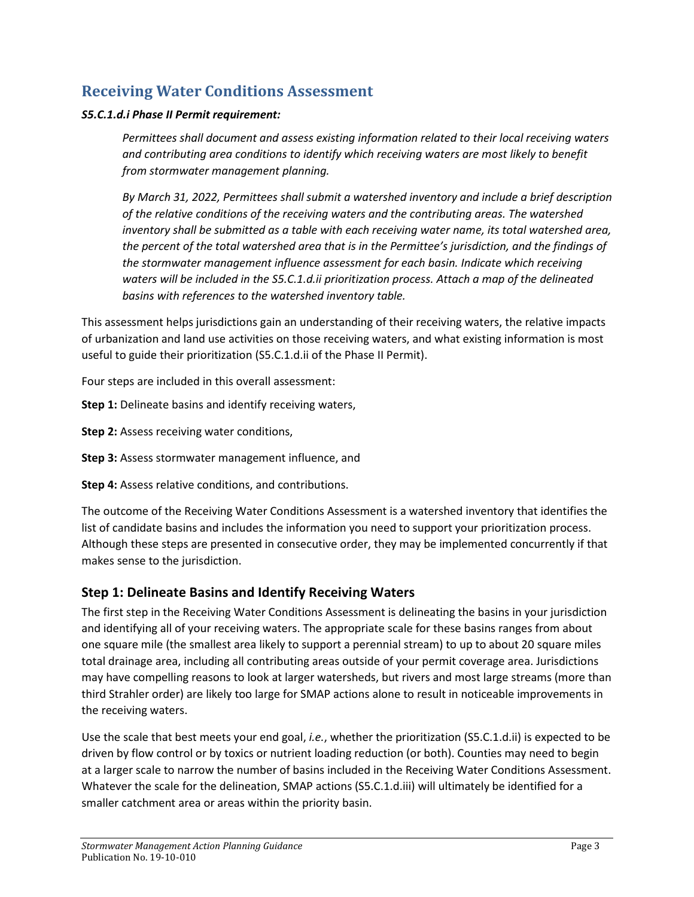## Receiving Water Conditions Assessment

***S5.C.1.d.i Phase II Permit requirement:***

> *Permittees shall document and assess existing information related to their local receiving waters and contributing area conditions to identify which receiving waters are most likely to benefit from stormwater management planning.*
>
> *By March 31, 2022, Permittees shall submit a watershed inventory and include a brief description of the relative conditions of the receiving waters and the contributing areas. The watershed inventory shall be submitted as a table with each receiving water name, its total watershed area, the percent of the total watershed area that is in the Permittee's jurisdiction, and the findings of the stormwater management influence assessment for each basin. Indicate which receiving waters will be included in the S5.C.1.d.ii prioritization process. Attach a map of the delineated basins with references to the watershed inventory table.*

This assessment helps jurisdictions gain an understanding of their receiving waters, the relative impacts of urbanization and land use activities on those receiving waters, and what existing information is most useful to guide their prioritization (S5.C.1.d.ii of the Phase II Permit).

Four steps are included in this overall assessment:

**Step 1:** Delineate basins and identify receiving waters,

**Step 2:** Assess receiving water conditions,

**Step 3:** Assess stormwater management influence, and

**Step 4:** Assess relative conditions, and contributions.

The outcome of the Receiving Water Conditions Assessment is a watershed inventory that identifies the list of candidate basins and includes the information you need to support your prioritization process. Although these steps are presented in consecutive order, they may be implemented concurrently if that makes sense to the jurisdiction.

### Step 1: Delineate Basins and Identify Receiving Waters

The first step in the Receiving Water Conditions Assessment is delineating the basins in your jurisdiction and identifying all of your receiving waters. The appropriate scale for these basins ranges from about one square mile (the smallest area likely to support a perennial stream) to up to about 20 square miles total drainage area, including all contributing areas outside of your permit coverage area. Jurisdictions may have compelling reasons to look at larger watersheds, but rivers and most large streams (more than third Strahler order) are likely too large for SMAP actions alone to result in noticeable improvements in the receiving waters.

Use the scale that best meets your end goal, *i.e.*, whether the prioritization (S5.C.1.d.ii) is expected to be driven by flow control or by toxics or nutrient loading reduction (or both). Counties may need to begin at a larger scale to narrow the number of basins included in the Receiving Water Conditions Assessment. Whatever the scale for the delineation, SMAP actions (S5.C.1.d.iii) will ultimately be identified for a smaller catchment area or areas within the priority basin.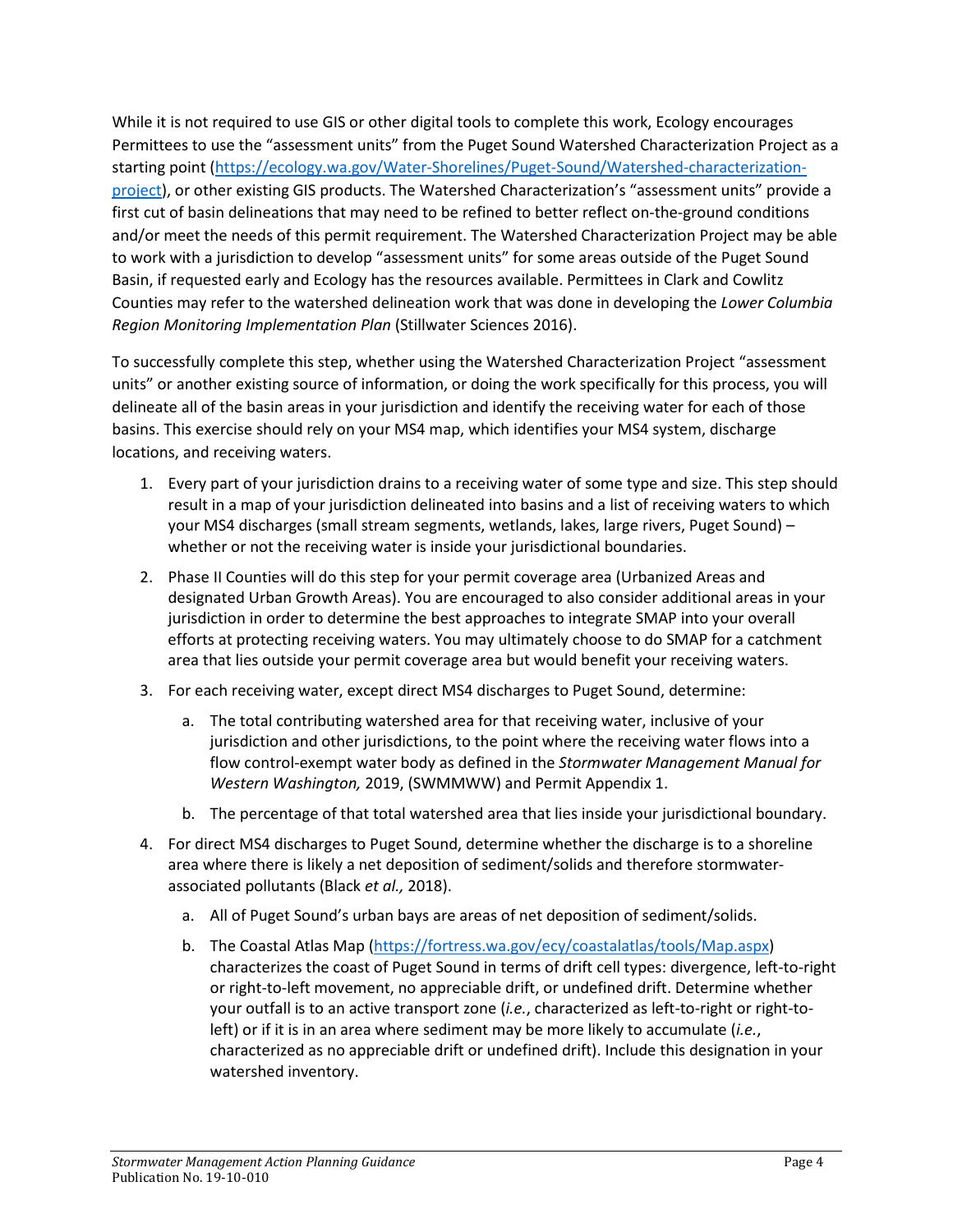While it is not required to use GIS or other digital tools to complete this work, Ecology encourages Permittees to use the "assessment units" from the Puget Sound Watershed Characterization Project as a starting point ([https://ecology.wa.gov/Water-Shorelines/Puget-Sound/Watershed-characterization-project](https://ecology.wa.gov/Water-Shorelines/Puget-Sound/Watershed-characterization-project)), or other existing GIS products. The Watershed Characterization's "assessment units" provide a first cut of basin delineations that may need to be refined to better reflect on-the-ground conditions and/or meet the needs of this permit requirement. The Watershed Characterization Project may be able to work with a jurisdiction to develop "assessment units" for some areas outside of the Puget Sound Basin, if requested early and Ecology has the resources available. Permittees in Clark and Cowlitz Counties may refer to the watershed delineation work that was done in developing the *Lower Columbia Region Monitoring Implementation Plan* (Stillwater Sciences 2016).

To successfully complete this step, whether using the Watershed Characterization Project "assessment units" or another existing source of information, or doing the work specifically for this process, you will delineate all of the basin areas in your jurisdiction and identify the receiving water for each of those basins. This exercise should rely on your MS4 map, which identifies your MS4 system, discharge locations, and receiving waters.

1. Every part of your jurisdiction drains to a receiving water of some type and size. This step should result in a map of your jurisdiction delineated into basins and a list of receiving waters to which your MS4 discharges (small stream segments, wetlands, lakes, large rivers, Puget Sound) – whether or not the receiving water is inside your jurisdictional boundaries.
2. Phase II Counties will do this step for your permit coverage area (Urbanized Areas and designated Urban Growth Areas). You are encouraged to also consider additional areas in your jurisdiction in order to determine the best approaches to integrate SMAP into your overall efforts at protecting receiving waters. You may ultimately choose to do SMAP for a catchment area that lies outside your permit coverage area but would benefit your receiving waters.
3. For each receiving water, except direct MS4 discharges to Puget Sound, determine:
   a. The total contributing watershed area for that receiving water, inclusive of your jurisdiction and other jurisdictions, to the point where the receiving water flows into a flow control-exempt water body as defined in the *Stormwater Management Manual for Western Washington,* 2019, (SWMMWW) and Permit Appendix 1.
   b. The percentage of that total watershed area that lies inside your jurisdictional boundary.
4. For direct MS4 discharges to Puget Sound, determine whether the discharge is to a shoreline area where there is likely a net deposition of sediment/solids and therefore stormwater-associated pollutants (Black *et al.,* 2018).
   a. All of Puget Sound's urban bays are areas of net deposition of sediment/solids.
   b. The Coastal Atlas Map ([https://fortress.wa.gov/ecy/coastalatlas/tools/Map.aspx](https://fortress.wa.gov/ecy/coastalatlas/tools/Map.aspx)) characterizes the coast of Puget Sound in terms of drift cell types: divergence, left-to-right or right-to-left movement, no appreciable drift, or undefined drift. Determine whether your outfall is to an active transport zone (*i.e.*, characterized as left-to-right or right-to-left) or if it is in an area where sediment may be more likely to accumulate (*i.e.*, characterized as no appreciable drift or undefined drift). Include this designation in your watershed inventory.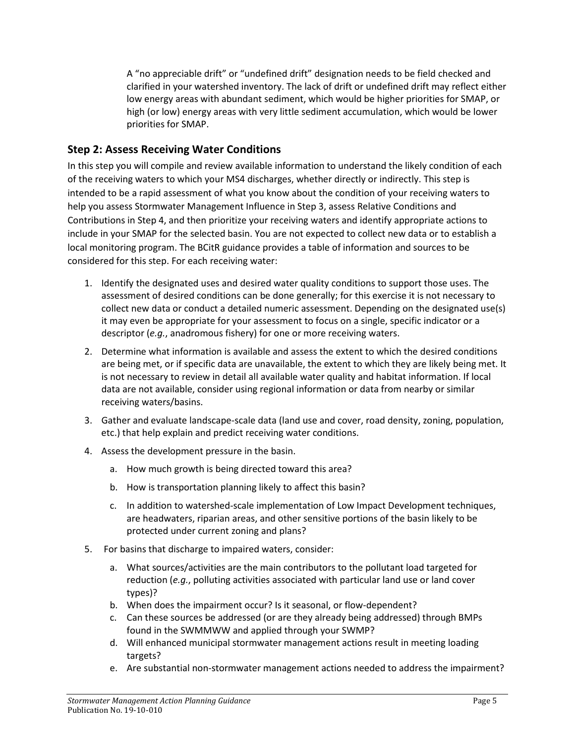A "no appreciable drift" or "undefined drift" designation needs to be field checked and clarified in your watershed inventory. The lack of drift or undefined drift may reflect either low energy areas with abundant sediment, which would be higher priorities for SMAP, or high (or low) energy areas with very little sediment accumulation, which would be lower priorities for SMAP.

## Step 2: Assess Receiving Water Conditions

In this step you will compile and review available information to understand the likely condition of each of the receiving waters to which your MS4 discharges, whether directly or indirectly. This step is intended to be a rapid assessment of what you know about the condition of your receiving waters to help you assess Stormwater Management Influence in Step 3, assess Relative Conditions and Contributions in Step 4, and then prioritize your receiving waters and identify appropriate actions to include in your SMAP for the selected basin. You are not expected to collect new data or to establish a local monitoring program. The BCitR guidance provides a table of information and sources to be considered for this step. For each receiving water:

1. Identify the designated uses and desired water quality conditions to support those uses. The assessment of desired conditions can be done generally; for this exercise it is not necessary to collect new data or conduct a detailed numeric assessment. Depending on the designated use(s) it may even be appropriate for your assessment to focus on a single, specific indicator or a descriptor (*e.g.*, anadromous fishery) for one or more receiving waters.
2. Determine what information is available and assess the extent to which the desired conditions are being met, or if specific data are unavailable, the extent to which they are likely being met. It is not necessary to review in detail all available water quality and habitat information. If local data are not available, consider using regional information or data from nearby or similar receiving waters/basins.
3. Gather and evaluate landscape-scale data (land use and cover, road density, zoning, population, etc.) that help explain and predict receiving water conditions.
4. Assess the development pressure in the basin.
    a. How much growth is being directed toward this area?
    b. How is transportation planning likely to affect this basin?
    c. In addition to watershed-scale implementation of Low Impact Development techniques, are headwaters, riparian areas, and other sensitive portions of the basin likely to be protected under current zoning and plans?
5. For basins that discharge to impaired waters, consider:
    a. What sources/activities are the main contributors to the pollutant load targeted for reduction (*e.g.*, polluting activities associated with particular land use or land cover types)?
    b. When does the impairment occur? Is it seasonal, or flow-dependent?
    c. Can these sources be addressed (or are they already being addressed) through BMPs found in the SWMMWW and applied through your SWMP?
    d. Will enhanced municipal stormwater management actions result in meeting loading targets?
    e. Are substantial non-stormwater management actions needed to address the impairment?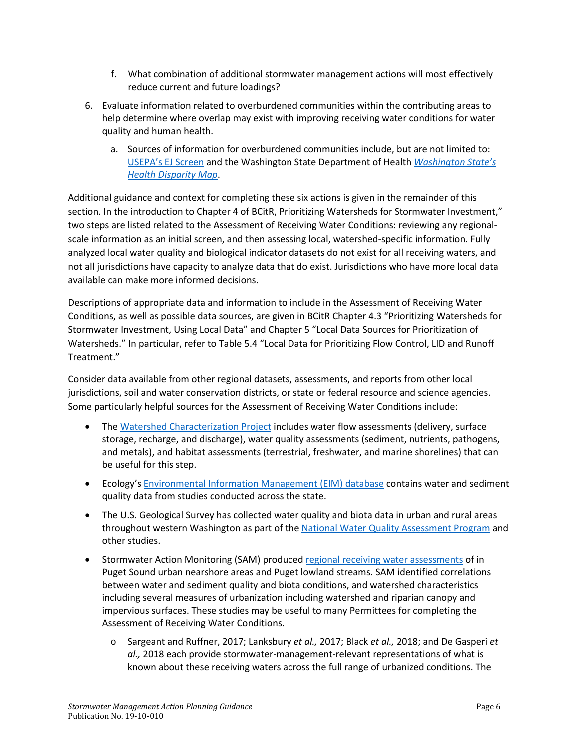f. What combination of additional stormwater management actions will most effectively reduce current and future loadings?

6. Evaluate information related to overburdened communities within the contributing areas to help determine where overlap may exist with improving receiving water conditions for water quality and human health.

   a. Sources of information for overburdened communities include, but are not limited to: USEPA's EJ Screen and the Washington State Department of Health *Washington State's Health Disparity Map*.

Additional guidance and context for completing these six actions is given in the remainder of this section. In the introduction to Chapter 4 of BCitR, Prioritizing Watersheds for Stormwater Investment," two steps are listed related to the Assessment of Receiving Water Conditions: reviewing any regional-scale information as an initial screen, and then assessing local, watershed-specific information. Fully analyzed local water quality and biological indicator datasets do not exist for all receiving waters, and not all jurisdictions have capacity to analyze data that do exist. Jurisdictions who have more local data available can make more informed decisions.

Descriptions of appropriate data and information to include in the Assessment of Receiving Water Conditions, as well as possible data sources, are given in BCitR Chapter 4.3 "Prioritizing Watersheds for Stormwater Investment, Using Local Data" and Chapter 5 "Local Data Sources for Prioritization of Watersheds." In particular, refer to Table 5.4 "Local Data for Prioritizing Flow Control, LID and Runoff Treatment."

Consider data available from other regional datasets, assessments, and reports from other local jurisdictions, soil and water conservation districts, or state or federal resource and science agencies. Some particularly helpful sources for the Assessment of Receiving Water Conditions include:

- The Watershed Characterization Project includes water flow assessments (delivery, surface storage, recharge, and discharge), water quality assessments (sediment, nutrients, pathogens, and metals), and habitat assessments (terrestrial, freshwater, and marine shorelines) that can be useful for this step.
- Ecology's Environmental Information Management (EIM) database contains water and sediment quality data from studies conducted across the state.
- The U.S. Geological Survey has collected water quality and biota data in urban and rural areas throughout western Washington as part of the National Water Quality Assessment Program and other studies.
- Stormwater Action Monitoring (SAM) produced regional receiving water assessments of in Puget Sound urban nearshore areas and Puget lowland streams. SAM identified correlations between water and sediment quality and biota conditions, and watershed characteristics including several measures of urbanization including watershed and riparian canopy and impervious surfaces. These studies may be useful to many Permittees for completing the Assessment of Receiving Water Conditions.
  - Sargeant and Ruffner, 2017; Lanksbury *et al.,* 2017; Black *et al.,* 2018; and De Gasperi *et al.,* 2018 each provide stormwater-management-relevant representations of what is known about these receiving waters across the full range of urbanized conditions. The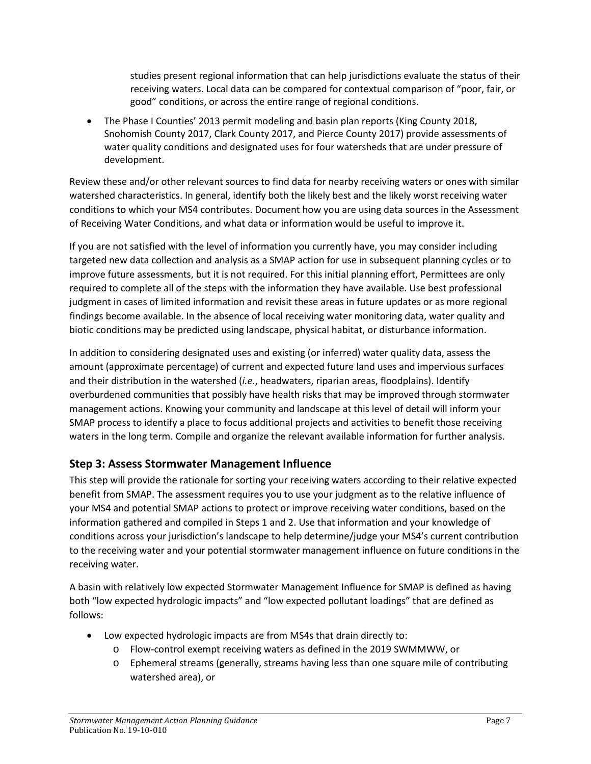studies present regional information that can help jurisdictions evaluate the status of their receiving waters. Local data can be compared for contextual comparison of "poor, fair, or good" conditions, or across the entire range of regional conditions.

- The Phase I Counties' 2013 permit modeling and basin plan reports (King County 2018, Snohomish County 2017, Clark County 2017, and Pierce County 2017) provide assessments of water quality conditions and designated uses for four watersheds that are under pressure of development.

Review these and/or other relevant sources to find data for nearby receiving waters or ones with similar watershed characteristics. In general, identify both the likely best and the likely worst receiving water conditions to which your MS4 contributes. Document how you are using data sources in the Assessment of Receiving Water Conditions, and what data or information would be useful to improve it.

If you are not satisfied with the level of information you currently have, you may consider including targeted new data collection and analysis as a SMAP action for use in subsequent planning cycles or to improve future assessments, but it is not required. For this initial planning effort, Permittees are only required to complete all of the steps with the information they have available. Use best professional judgment in cases of limited information and revisit these areas in future updates or as more regional findings become available. In the absence of local receiving water monitoring data, water quality and biotic conditions may be predicted using landscape, physical habitat, or disturbance information.

In addition to considering designated uses and existing (or inferred) water quality data, assess the amount (approximate percentage) of current and expected future land uses and impervious surfaces and their distribution in the watershed (*i.e.*, headwaters, riparian areas, floodplains). Identify overburdened communities that possibly have health risks that may be improved through stormwater management actions. Knowing your community and landscape at this level of detail will inform your SMAP process to identify a place to focus additional projects and activities to benefit those receiving waters in the long term. Compile and organize the relevant available information for further analysis.

## Step 3: Assess Stormwater Management Influence

This step will provide the rationale for sorting your receiving waters according to their relative expected benefit from SMAP. The assessment requires you to use your judgment as to the relative influence of your MS4 and potential SMAP actions to protect or improve receiving water conditions, based on the information gathered and compiled in Steps 1 and 2. Use that information and your knowledge of conditions across your jurisdiction's landscape to help determine/judge your MS4's current contribution to the receiving water and your potential stormwater management influence on future conditions in the receiving water.

A basin with relatively low expected Stormwater Management Influence for SMAP is defined as having both "low expected hydrologic impacts" and "low expected pollutant loadings" that are defined as follows:

- Low expected hydrologic impacts are from MS4s that drain directly to:
  - Flow-control exempt receiving waters as defined in the 2019 SWMMWW, or
  - Ephemeral streams (generally, streams having less than one square mile of contributing watershed area), or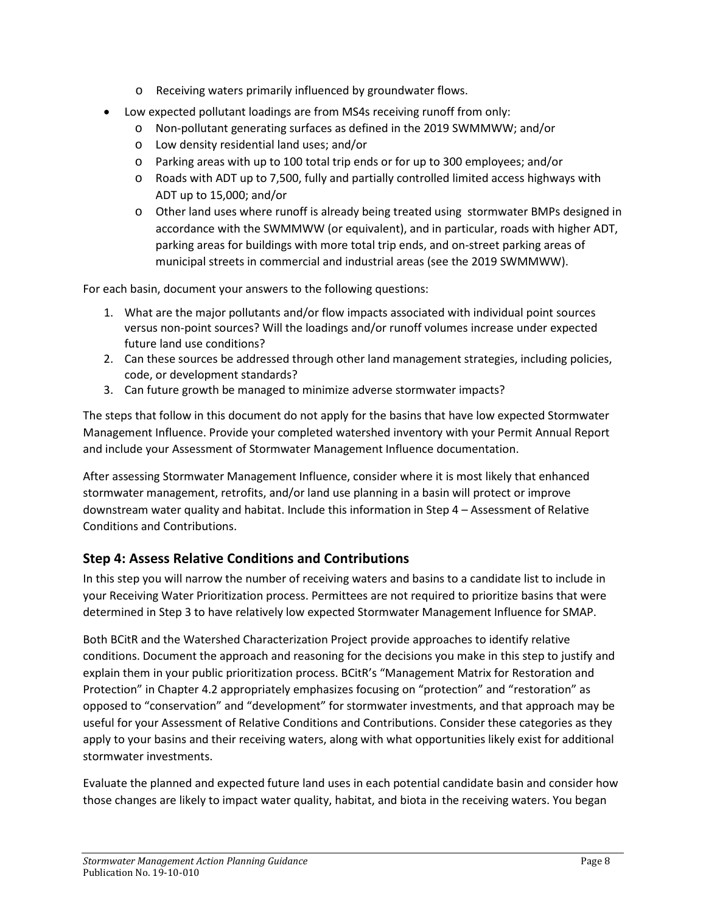- Receiving waters primarily influenced by groundwater flows.
- Low expected pollutant loadings are from MS4s receiving runoff from only:
  - Non-pollutant generating surfaces as defined in the 2019 SWMMWW; and/or
  - Low density residential land uses; and/or
  - Parking areas with up to 100 total trip ends or for up to 300 employees; and/or
  - Roads with ADT up to 7,500, fully and partially controlled limited access highways with ADT up to 15,000; and/or
  - Other land uses where runoff is already being treated using stormwater BMPs designed in accordance with the SWMMWW (or equivalent), and in particular, roads with higher ADT, parking areas for buildings with more total trip ends, and on-street parking areas of municipal streets in commercial and industrial areas (see the 2019 SWMMWW).

For each basin, document your answers to the following questions:

1. What are the major pollutants and/or flow impacts associated with individual point sources versus non-point sources? Will the loadings and/or runoff volumes increase under expected future land use conditions?
2. Can these sources be addressed through other land management strategies, including policies, code, or development standards?
3. Can future growth be managed to minimize adverse stormwater impacts?

The steps that follow in this document do not apply for the basins that have low expected Stormwater Management Influence. Provide your completed watershed inventory with your Permit Annual Report and include your Assessment of Stormwater Management Influence documentation.

After assessing Stormwater Management Influence, consider where it is most likely that enhanced stormwater management, retrofits, and/or land use planning in a basin will protect or improve downstream water quality and habitat. Include this information in Step 4 – Assessment of Relative Conditions and Contributions.

## Step 4: Assess Relative Conditions and Contributions

In this step you will narrow the number of receiving waters and basins to a candidate list to include in your Receiving Water Prioritization process. Permittees are not required to prioritize basins that were determined in Step 3 to have relatively low expected Stormwater Management Influence for SMAP.

Both BCitR and the Watershed Characterization Project provide approaches to identify relative conditions. Document the approach and reasoning for the decisions you make in this step to justify and explain them in your public prioritization process. BCitR's "Management Matrix for Restoration and Protection" in Chapter 4.2 appropriately emphasizes focusing on "protection" and "restoration" as opposed to "conservation" and "development" for stormwater investments, and that approach may be useful for your Assessment of Relative Conditions and Contributions. Consider these categories as they apply to your basins and their receiving waters, along with what opportunities likely exist for additional stormwater investments.

Evaluate the planned and expected future land uses in each potential candidate basin and consider how those changes are likely to impact water quality, habitat, and biota in the receiving waters. You began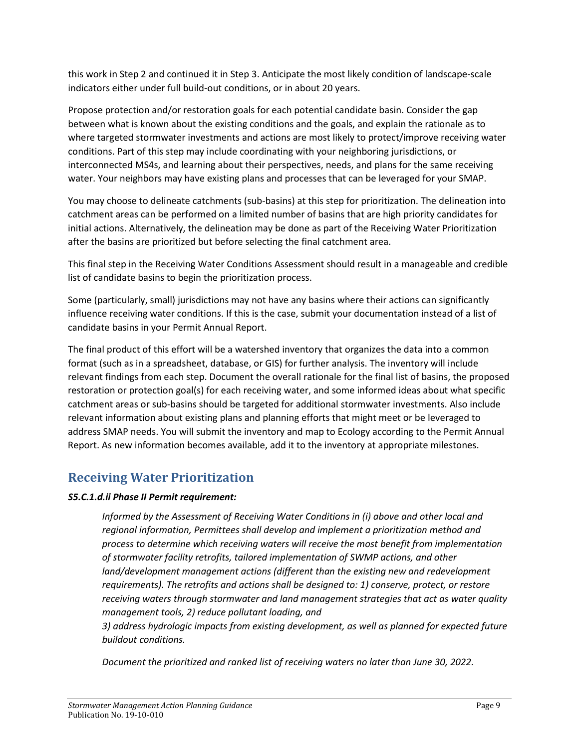this work in Step 2 and continued it in Step 3. Anticipate the most likely condition of landscape-scale indicators either under full build-out conditions, or in about 20 years.

Propose protection and/or restoration goals for each potential candidate basin. Consider the gap between what is known about the existing conditions and the goals, and explain the rationale as to where targeted stormwater investments and actions are most likely to protect/improve receiving water conditions. Part of this step may include coordinating with your neighboring jurisdictions, or interconnected MS4s, and learning about their perspectives, needs, and plans for the same receiving water. Your neighbors may have existing plans and processes that can be leveraged for your SMAP.

You may choose to delineate catchments (sub-basins) at this step for prioritization. The delineation into catchment areas can be performed on a limited number of basins that are high priority candidates for initial actions. Alternatively, the delineation may be done as part of the Receiving Water Prioritization after the basins are prioritized but before selecting the final catchment area.

This final step in the Receiving Water Conditions Assessment should result in a manageable and credible list of candidate basins to begin the prioritization process.

Some (particularly, small) jurisdictions may not have any basins where their actions can significantly influence receiving water conditions. If this is the case, submit your documentation instead of a list of candidate basins in your Permit Annual Report.

The final product of this effort will be a watershed inventory that organizes the data into a common format (such as in a spreadsheet, database, or GIS) for further analysis. The inventory will include relevant findings from each step. Document the overall rationale for the final list of basins, the proposed restoration or protection goal(s) for each receiving water, and some informed ideas about what specific catchment areas or sub-basins should be targeted for additional stormwater investments. Also include relevant information about existing plans and planning efforts that might meet or be leveraged to address SMAP needs. You will submit the inventory and map to Ecology according to the Permit Annual Report. As new information becomes available, add it to the inventory at appropriate milestones.

## Receiving Water Prioritization

***S5.C.1.d.ii Phase II Permit requirement:***

> *Informed by the Assessment of Receiving Water Conditions in (i) above and other local and regional information, Permittees shall develop and implement a prioritization method and process to determine which receiving waters will receive the most benefit from implementation of stormwater facility retrofits, tailored implementation of SWMP actions, and other land/development management actions (different than the existing new and redevelopment requirements). The retrofits and actions shall be designed to: 1) conserve, protect, or restore receiving waters through stormwater and land management strategies that act as water quality management tools, 2) reduce pollutant loading, and*
> *3) address hydrologic impacts from existing development, as well as planned for expected future buildout conditions.*
>
> *Document the prioritized and ranked list of receiving waters no later than June 30, 2022.*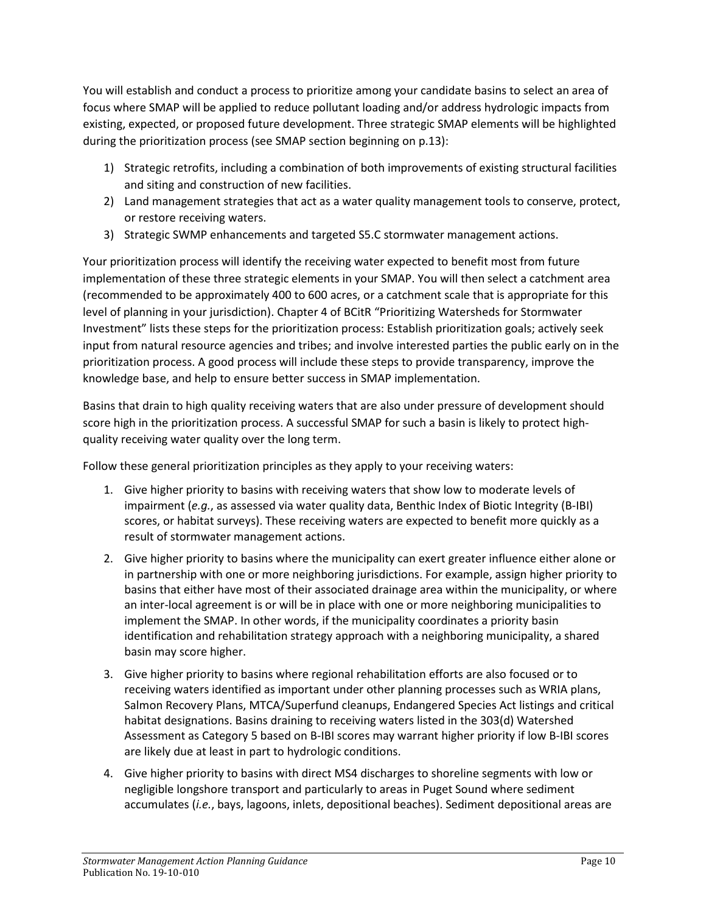You will establish and conduct a process to prioritize among your candidate basins to select an area of focus where SMAP will be applied to reduce pollutant loading and/or address hydrologic impacts from existing, expected, or proposed future development. Three strategic SMAP elements will be highlighted during the prioritization process (see SMAP section beginning on p.13):

1) Strategic retrofits, including a combination of both improvements of existing structural facilities and siting and construction of new facilities.
2) Land management strategies that act as a water quality management tools to conserve, protect, or restore receiving waters.
3) Strategic SWMP enhancements and targeted S5.C stormwater management actions.

Your prioritization process will identify the receiving water expected to benefit most from future implementation of these three strategic elements in your SMAP. You will then select a catchment area (recommended to be approximately 400 to 600 acres, or a catchment scale that is appropriate for this level of planning in your jurisdiction). Chapter 4 of BCitR "Prioritizing Watersheds for Stormwater Investment" lists these steps for the prioritization process: Establish prioritization goals; actively seek input from natural resource agencies and tribes; and involve interested parties the public early on in the prioritization process. A good process will include these steps to provide transparency, improve the knowledge base, and help to ensure better success in SMAP implementation.

Basins that drain to high quality receiving waters that are also under pressure of development should score high in the prioritization process. A successful SMAP for such a basin is likely to protect high-quality receiving water quality over the long term.

Follow these general prioritization principles as they apply to your receiving waters:

1. Give higher priority to basins with receiving waters that show low to moderate levels of impairment (*e.g.*, as assessed via water quality data, Benthic Index of Biotic Integrity (B-IBI) scores, or habitat surveys). These receiving waters are expected to benefit more quickly as a result of stormwater management actions.
2. Give higher priority to basins where the municipality can exert greater influence either alone or in partnership with one or more neighboring jurisdictions. For example, assign higher priority to basins that either have most of their associated drainage area within the municipality, or where an inter-local agreement is or will be in place with one or more neighboring municipalities to implement the SMAP. In other words, if the municipality coordinates a priority basin identification and rehabilitation strategy approach with a neighboring municipality, a shared basin may score higher.
3. Give higher priority to basins where regional rehabilitation efforts are also focused or to receiving waters identified as important under other planning processes such as WRIA plans, Salmon Recovery Plans, MTCA/Superfund cleanups, Endangered Species Act listings and critical habitat designations. Basins draining to receiving waters listed in the 303(d) Watershed Assessment as Category 5 based on B-IBI scores may warrant higher priority if low B-IBI scores are likely due at least in part to hydrologic conditions.
4. Give higher priority to basins with direct MS4 discharges to shoreline segments with low or negligible longshore transport and particularly to areas in Puget Sound where sediment accumulates (*i.e.*, bays, lagoons, inlets, depositional beaches). Sediment depositional areas are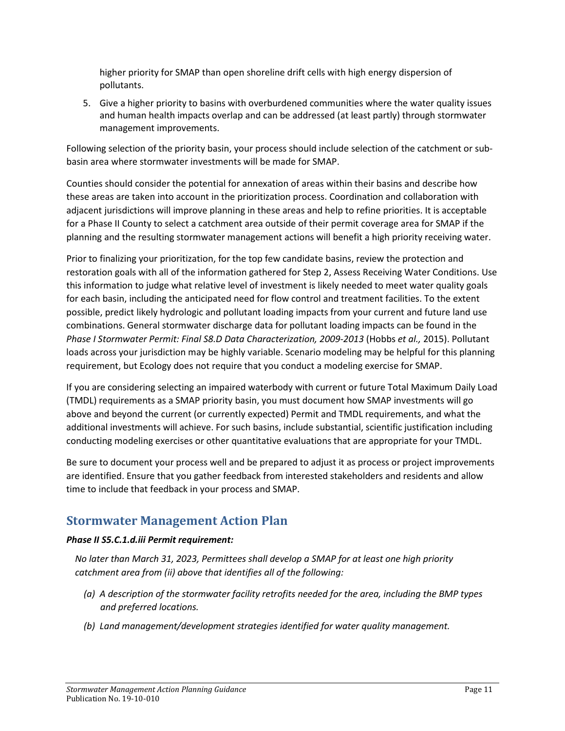higher priority for SMAP than open shoreline drift cells with high energy dispersion of pollutants.

5. Give a higher priority to basins with overburdened communities where the water quality issues and human health impacts overlap and can be addressed (at least partly) through stormwater management improvements.

Following selection of the priority basin, your process should include selection of the catchment or sub-basin area where stormwater investments will be made for SMAP.

Counties should consider the potential for annexation of areas within their basins and describe how these areas are taken into account in the prioritization process. Coordination and collaboration with adjacent jurisdictions will improve planning in these areas and help to refine priorities. It is acceptable for a Phase II County to select a catchment area outside of their permit coverage area for SMAP if the planning and the resulting stormwater management actions will benefit a high priority receiving water.

Prior to finalizing your prioritization, for the top few candidate basins, review the protection and restoration goals with all of the information gathered for Step 2, Assess Receiving Water Conditions. Use this information to judge what relative level of investment is likely needed to meet water quality goals for each basin, including the anticipated need for flow control and treatment facilities. To the extent possible, predict likely hydrologic and pollutant loading impacts from your current and future land use combinations. General stormwater discharge data for pollutant loading impacts can be found in the *Phase I Stormwater Permit: Final S8.D Data Characterization, 2009-2013* (Hobbs *et al.,* 2015). Pollutant loads across your jurisdiction may be highly variable. Scenario modeling may be helpful for this planning requirement, but Ecology does not require that you conduct a modeling exercise for SMAP.

If you are considering selecting an impaired waterbody with current or future Total Maximum Daily Load (TMDL) requirements as a SMAP priority basin, you must document how SMAP investments will go above and beyond the current (or currently expected) Permit and TMDL requirements, and what the additional investments will achieve. For such basins, include substantial, scientific justification including conducting modeling exercises or other quantitative evaluations that are appropriate for your TMDL.

Be sure to document your process well and be prepared to adjust it as process or project improvements are identified. Ensure that you gather feedback from interested stakeholders and residents and allow time to include that feedback in your process and SMAP.

## Stormwater Management Action Plan

***Phase II S5.C.1.d.iii Permit requirement:***

*No later than March 31, 2023, Permittees shall develop a SMAP for at least one high priority catchment area from (ii) above that identifies all of the following:*

*(a) A description of the stormwater facility retrofits needed for the area, including the BMP types and preferred locations.*

*(b) Land management/development strategies identified for water quality management.*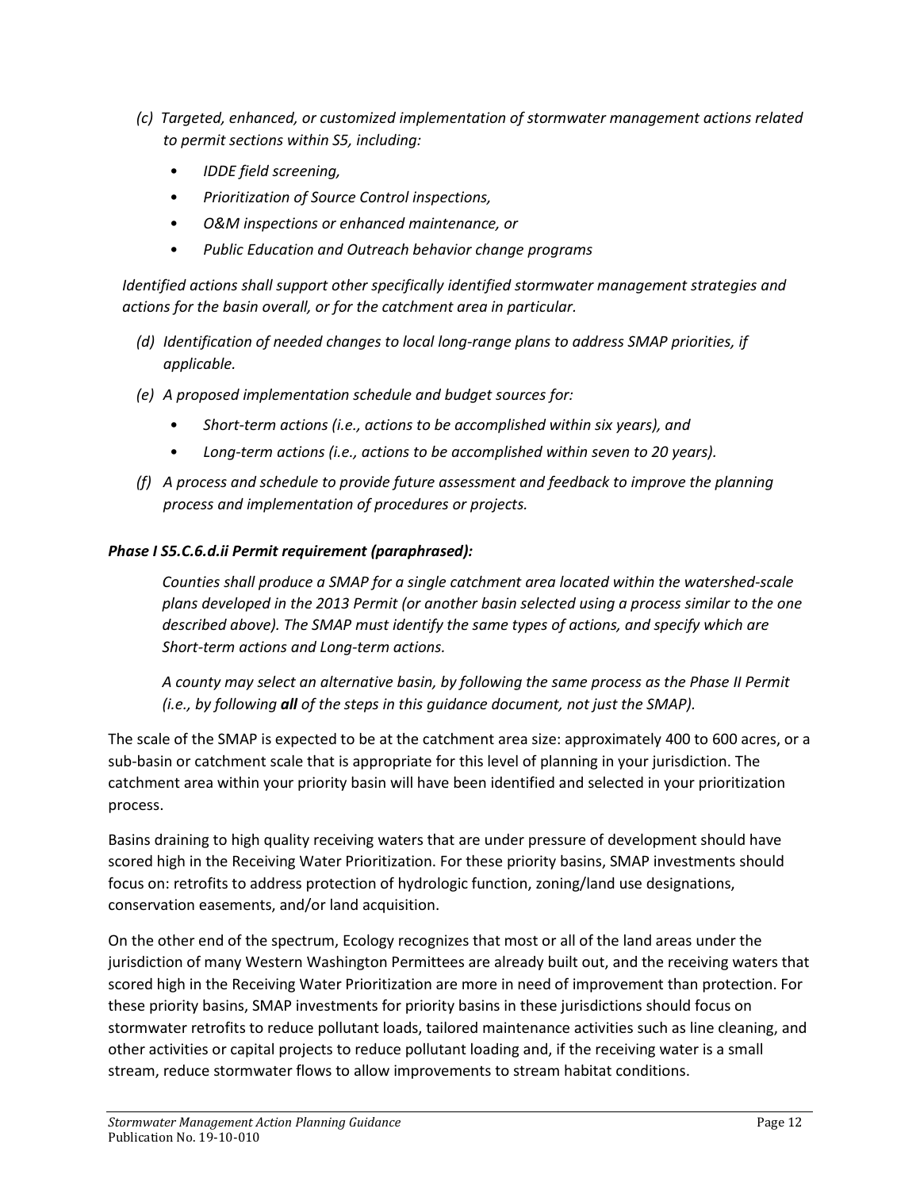*(c) Targeted, enhanced, or customized implementation of stormwater management actions related to permit sections within S5, including:*

- *IDDE field screening,*
- *Prioritization of Source Control inspections,*
- *O&M inspections or enhanced maintenance, or*
- *Public Education and Outreach behavior change programs*

*Identified actions shall support other specifically identified stormwater management strategies and actions for the basin overall, or for the catchment area in particular.*

*(d) Identification of needed changes to local long-range plans to address SMAP priorities, if applicable.*

*(e) A proposed implementation schedule and budget sources for:*

- *Short-term actions (i.e., actions to be accomplished within six years), and*
- *Long-term actions (i.e., actions to be accomplished within seven to 20 years).*

*(f) A process and schedule to provide future assessment and feedback to improve the planning process and implementation of procedures or projects.*

***Phase I S5.C.6.d.ii Permit requirement (paraphrased):***

*Counties shall produce a SMAP for a single catchment area located within the watershed-scale plans developed in the 2013 Permit (or another basin selected using a process similar to the one described above). The SMAP must identify the same types of actions, and specify which are Short-term actions and Long-term actions.*

*A county may select an alternative basin, by following the same process as the Phase II Permit (i.e., by following **all** of the steps in this guidance document, not just the SMAP).*

The scale of the SMAP is expected to be at the catchment area size: approximately 400 to 600 acres, or a sub-basin or catchment scale that is appropriate for this level of planning in your jurisdiction. The catchment area within your priority basin will have been identified and selected in your prioritization process.

Basins draining to high quality receiving waters that are under pressure of development should have scored high in the Receiving Water Prioritization. For these priority basins, SMAP investments should focus on: retrofits to address protection of hydrologic function, zoning/land use designations, conservation easements, and/or land acquisition.

On the other end of the spectrum, Ecology recognizes that most or all of the land areas under the jurisdiction of many Western Washington Permittees are already built out, and the receiving waters that scored high in the Receiving Water Prioritization are more in need of improvement than protection. For these priority basins, SMAP investments for priority basins in these jurisdictions should focus on stormwater retrofits to reduce pollutant loads, tailored maintenance activities such as line cleaning, and other activities or capital projects to reduce pollutant loading and, if the receiving water is a small stream, reduce stormwater flows to allow improvements to stream habitat conditions.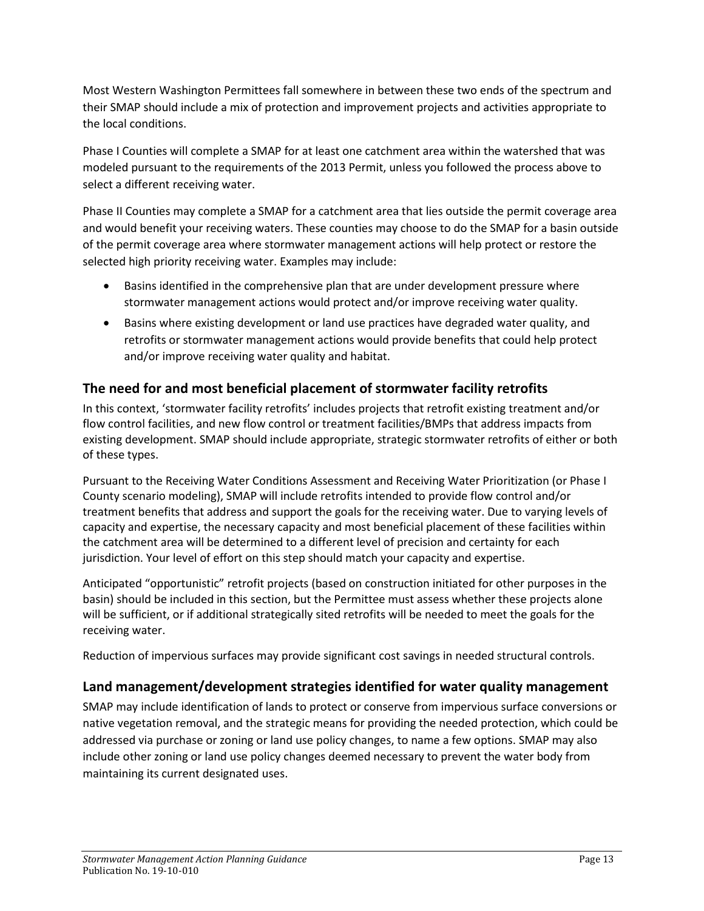Most Western Washington Permittees fall somewhere in between these two ends of the spectrum and their SMAP should include a mix of protection and improvement projects and activities appropriate to the local conditions.

Phase I Counties will complete a SMAP for at least one catchment area within the watershed that was modeled pursuant to the requirements of the 2013 Permit, unless you followed the process above to select a different receiving water.

Phase II Counties may complete a SMAP for a catchment area that lies outside the permit coverage area and would benefit your receiving waters. These counties may choose to do the SMAP for a basin outside of the permit coverage area where stormwater management actions will help protect or restore the selected high priority receiving water. Examples may include:

- Basins identified in the comprehensive plan that are under development pressure where stormwater management actions would protect and/or improve receiving water quality.
- Basins where existing development or land use practices have degraded water quality, and retrofits or stormwater management actions would provide benefits that could help protect and/or improve receiving water quality and habitat.

## The need for and most beneficial placement of stormwater facility retrofits

In this context, 'stormwater facility retrofits' includes projects that retrofit existing treatment and/or flow control facilities, and new flow control or treatment facilities/BMPs that address impacts from existing development. SMAP should include appropriate, strategic stormwater retrofits of either or both of these types.

Pursuant to the Receiving Water Conditions Assessment and Receiving Water Prioritization (or Phase I County scenario modeling), SMAP will include retrofits intended to provide flow control and/or treatment benefits that address and support the goals for the receiving water. Due to varying levels of capacity and expertise, the necessary capacity and most beneficial placement of these facilities within the catchment area will be determined to a different level of precision and certainty for each jurisdiction. Your level of effort on this step should match your capacity and expertise.

Anticipated "opportunistic" retrofit projects (based on construction initiated for other purposes in the basin) should be included in this section, but the Permittee must assess whether these projects alone will be sufficient, or if additional strategically sited retrofits will be needed to meet the goals for the receiving water.

Reduction of impervious surfaces may provide significant cost savings in needed structural controls.

## Land management/development strategies identified for water quality management

SMAP may include identification of lands to protect or conserve from impervious surface conversions or native vegetation removal, and the strategic means for providing the needed protection, which could be addressed via purchase or zoning or land use policy changes, to name a few options. SMAP may also include other zoning or land use policy changes deemed necessary to prevent the water body from maintaining its current designated uses.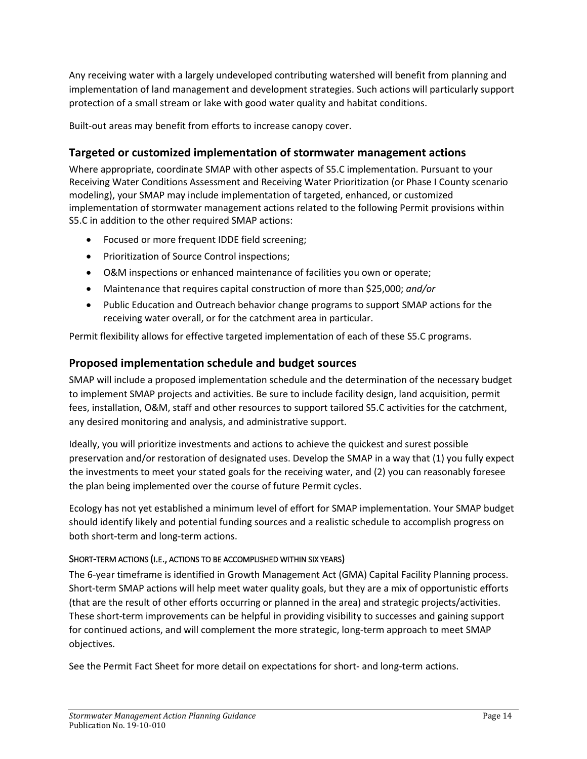Any receiving water with a largely undeveloped contributing watershed will benefit from planning and implementation of land management and development strategies. Such actions will particularly support protection of a small stream or lake with good water quality and habitat conditions.

Built-out areas may benefit from efforts to increase canopy cover.

## Targeted or customized implementation of stormwater management actions

Where appropriate, coordinate SMAP with other aspects of S5.C implementation. Pursuant to your Receiving Water Conditions Assessment and Receiving Water Prioritization (or Phase I County scenario modeling), your SMAP may include implementation of targeted, enhanced, or customized implementation of stormwater management actions related to the following Permit provisions within S5.C in addition to the other required SMAP actions:

- Focused or more frequent IDDE field screening;
- Prioritization of Source Control inspections;
- O&M inspections or enhanced maintenance of facilities you own or operate;
- Maintenance that requires capital construction of more than $25,000; *and/or*
- Public Education and Outreach behavior change programs to support SMAP actions for the receiving water overall, or for the catchment area in particular.

Permit flexibility allows for effective targeted implementation of each of these S5.C programs.

## Proposed implementation schedule and budget sources

SMAP will include a proposed implementation schedule and the determination of the necessary budget to implement SMAP projects and activities. Be sure to include facility design, land acquisition, permit fees, installation, O&M, staff and other resources to support tailored S5.C activities for the catchment, any desired monitoring and analysis, and administrative support.

Ideally, you will prioritize investments and actions to achieve the quickest and surest possible preservation and/or restoration of designated uses. Develop the SMAP in a way that (1) you fully expect the investments to meet your stated goals for the receiving water, and (2) you can reasonably foresee the plan being implemented over the course of future Permit cycles.

Ecology has not yet established a minimum level of effort for SMAP implementation. Your SMAP budget should identify likely and potential funding sources and a realistic schedule to accomplish progress on both short-term and long-term actions.

### Short-term actions (i.e., actions to be accomplished within six years)

The 6-year timeframe is identified in Growth Management Act (GMA) Capital Facility Planning process. Short-term SMAP actions will help meet water quality goals, but they are a mix of opportunistic efforts (that are the result of other efforts occurring or planned in the area) and strategic projects/activities. These short-term improvements can be helpful in providing visibility to successes and gaining support for continued actions, and will complement the more strategic, long-term approach to meet SMAP objectives.

See the Permit Fact Sheet for more detail on expectations for short- and long-term actions.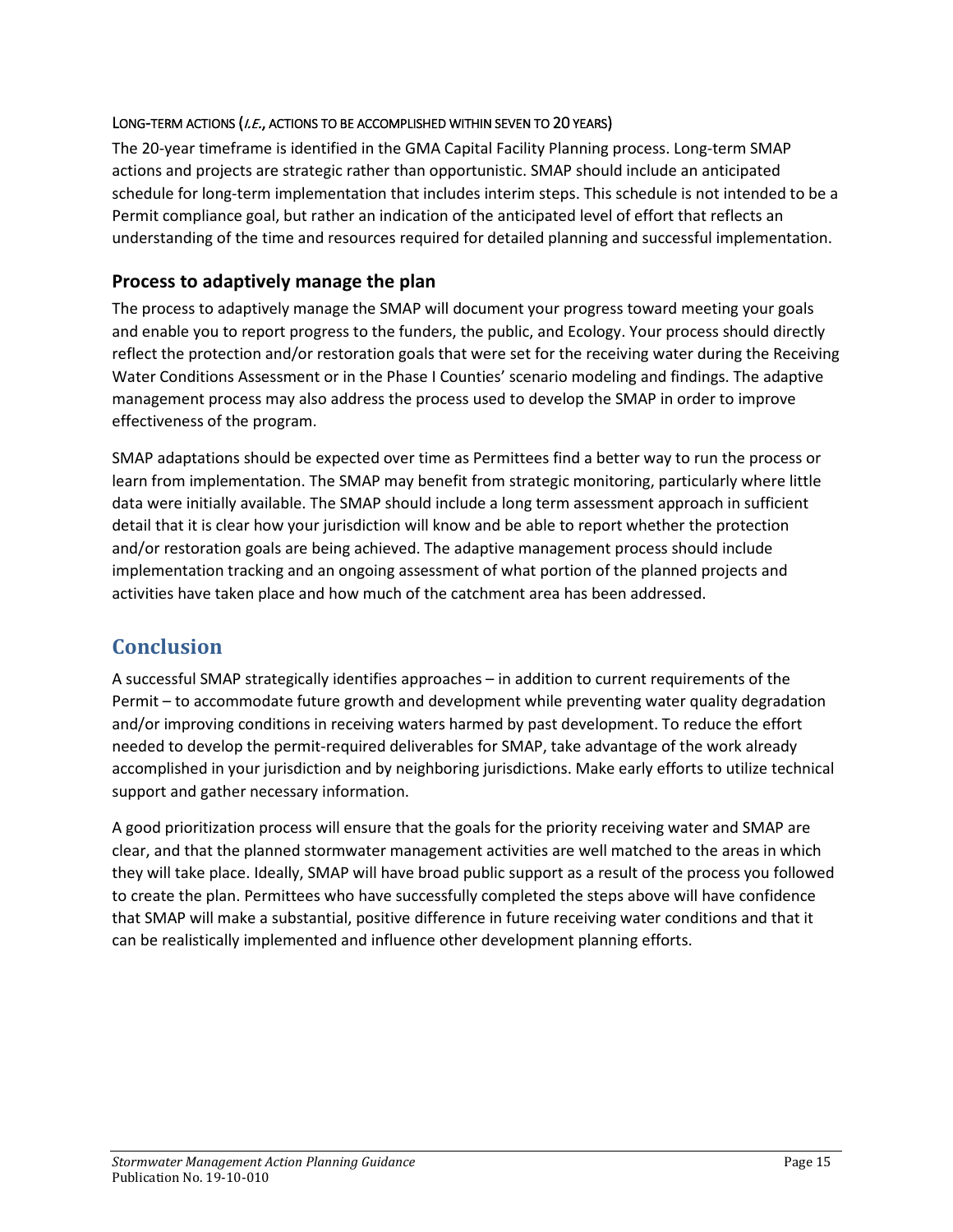#### Long-term actions (*i.e.*, actions to be accomplished within seven to 20 years)

The 20-year timeframe is identified in the GMA Capital Facility Planning process. Long-term SMAP actions and projects are strategic rather than opportunistic. SMAP should include an anticipated schedule for long-term implementation that includes interim steps. This schedule is not intended to be a Permit compliance goal, but rather an indication of the anticipated level of effort that reflects an understanding of the time and resources required for detailed planning and successful implementation.

### Process to adaptively manage the plan

The process to adaptively manage the SMAP will document your progress toward meeting your goals and enable you to report progress to the funders, the public, and Ecology. Your process should directly reflect the protection and/or restoration goals that were set for the receiving water during the Receiving Water Conditions Assessment or in the Phase I Counties' scenario modeling and findings. The adaptive management process may also address the process used to develop the SMAP in order to improve effectiveness of the program.

SMAP adaptations should be expected over time as Permittees find a better way to run the process or learn from implementation. The SMAP may benefit from strategic monitoring, particularly where little data were initially available. The SMAP should include a long term assessment approach in sufficient detail that it is clear how your jurisdiction will know and be able to report whether the protection and/or restoration goals are being achieved. The adaptive management process should include implementation tracking and an ongoing assessment of what portion of the planned projects and activities have taken place and how much of the catchment area has been addressed.

## Conclusion

A successful SMAP strategically identifies approaches – in addition to current requirements of the Permit – to accommodate future growth and development while preventing water quality degradation and/or improving conditions in receiving waters harmed by past development. To reduce the effort needed to develop the permit-required deliverables for SMAP, take advantage of the work already accomplished in your jurisdiction and by neighboring jurisdictions. Make early efforts to utilize technical support and gather necessary information.

A good prioritization process will ensure that the goals for the priority receiving water and SMAP are clear, and that the planned stormwater management activities are well matched to the areas in which they will take place. Ideally, SMAP will have broad public support as a result of the process you followed to create the plan. Permittees who have successfully completed the steps above will have confidence that SMAP will make a substantial, positive difference in future receiving water conditions and that it can be realistically implemented and influence other development planning efforts.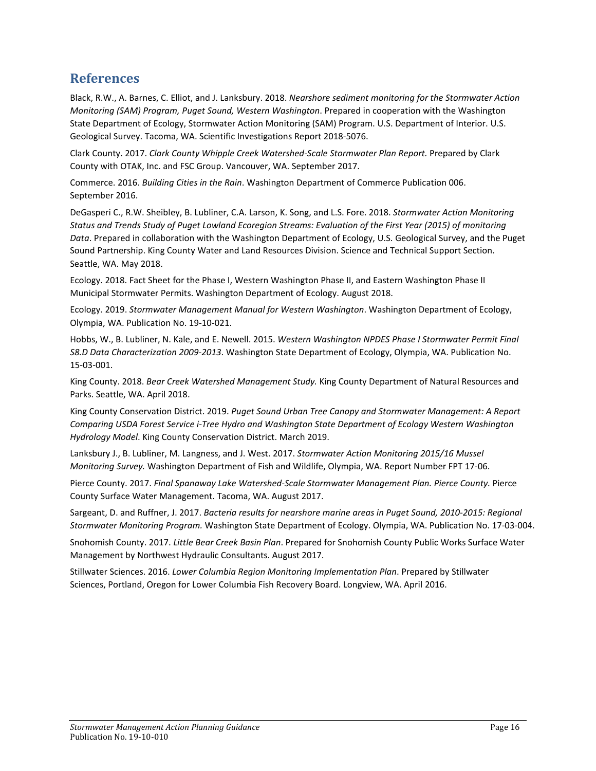## References

Black, R.W., A. Barnes, C. Elliot, and J. Lanksbury. 2018. *Nearshore sediment monitoring for the Stormwater Action Monitoring (SAM) Program, Puget Sound, Western Washington*. Prepared in cooperation with the Washington State Department of Ecology, Stormwater Action Monitoring (SAM) Program. U.S. Department of Interior. U.S. Geological Survey. Tacoma, WA. Scientific Investigations Report 2018-5076.

Clark County. 2017. *Clark County Whipple Creek Watershed-Scale Stormwater Plan Report.* Prepared by Clark County with OTAK, Inc. and FSC Group. Vancouver, WA. September 2017.

Commerce. 2016. *Building Cities in the Rain*. Washington Department of Commerce Publication 006. September 2016.

DeGasperi C., R.W. Sheibley, B. Lubliner, C.A. Larson, K. Song, and L.S. Fore. 2018. *Stormwater Action Monitoring Status and Trends Study of Puget Lowland Ecoregion Streams: Evaluation of the First Year (2015) of monitoring Data*. Prepared in collaboration with the Washington Department of Ecology, U.S. Geological Survey, and the Puget Sound Partnership. King County Water and Land Resources Division. Science and Technical Support Section. Seattle, WA. May 2018.

Ecology. 2018. Fact Sheet for the Phase I, Western Washington Phase II, and Eastern Washington Phase II Municipal Stormwater Permits. Washington Department of Ecology. August 2018.

Ecology. 2019. *Stormwater Management Manual for Western Washington*. Washington Department of Ecology, Olympia, WA. Publication No. 19-10-021.

Hobbs, W., B. Lubliner, N. Kale, and E. Newell. 2015. *Western Washington NPDES Phase I Stormwater Permit Final S8.D Data Characterization 2009-2013*. Washington State Department of Ecology, Olympia, WA. Publication No. 15-03-001.

King County. 2018. *Bear Creek Watershed Management Study.* King County Department of Natural Resources and Parks. Seattle, WA. April 2018.

King County Conservation District. 2019. *Puget Sound Urban Tree Canopy and Stormwater Management: A Report Comparing USDA Forest Service i-Tree Hydro and Washington State Department of Ecology Western Washington Hydrology Model*. King County Conservation District. March 2019.

Lanksbury J., B. Lubliner, M. Langness, and J. West. 2017. *Stormwater Action Monitoring 2015/16 Mussel Monitoring Survey.* Washington Department of Fish and Wildlife, Olympia, WA. Report Number FPT 17-06.

Pierce County. 2017. *Final Spanaway Lake Watershed-Scale Stormwater Management Plan. Pierce County.* Pierce County Surface Water Management. Tacoma, WA. August 2017.

Sargeant, D. and Ruffner, J. 2017. *Bacteria results for nearshore marine areas in Puget Sound, 2010-2015: Regional Stormwater Monitoring Program.* Washington State Department of Ecology. Olympia, WA. Publication No. 17-03-004.

Snohomish County. 2017. *Little Bear Creek Basin Plan*. Prepared for Snohomish County Public Works Surface Water Management by Northwest Hydraulic Consultants. August 2017.

Stillwater Sciences. 2016. *Lower Columbia Region Monitoring Implementation Plan*. Prepared by Stillwater Sciences, Portland, Oregon for Lower Columbia Fish Recovery Board. Longview, WA. April 2016.